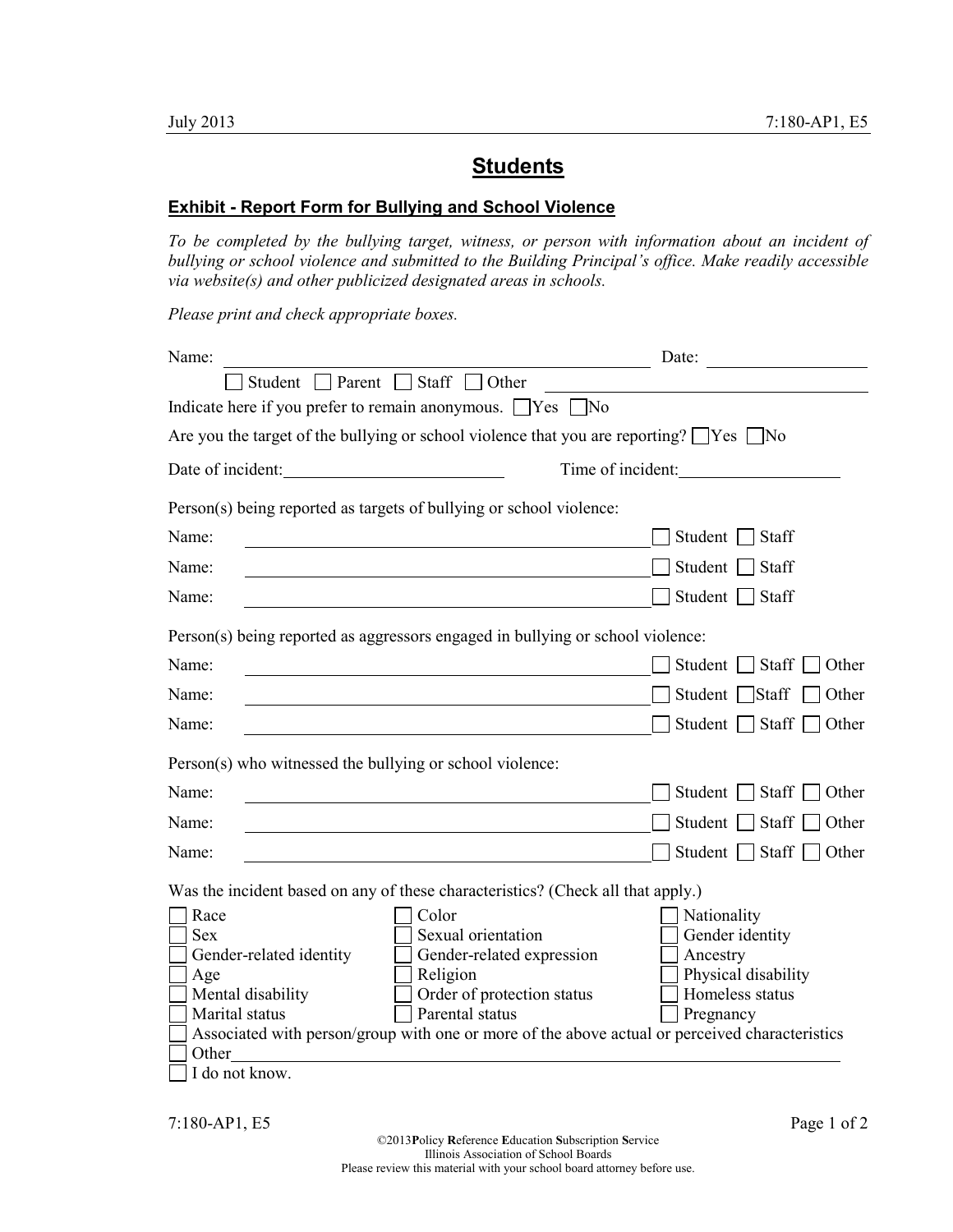# Students

## Exhibit - Report Form for Bullying and School Violence

*To be completed by the bullying target, witness, or person with information about an incident of bullying or school violence and submitted to the Building Principal's office. Make readily accessible via website(s) and other publicized designated areas in schools.*

*Please print and check appropriate boxes.*

Name: ______________________________ Date: ______________

☐ Student ☐ Parent ☐ Staff ☐ Other ______________________________

Indicate here if you prefer to remain anonymous. ☐ Yes ☐ No

Are you the target of the bullying or school violence that you are reporting? ☐ Yes ☐ No

Date of incident: ____________________ Time of incident: ______________

Person(s) being reported as targets of bullying or school violence:

Name: ______________________________ ☐ Student ☐ Staff

Name: ______________________________ ☐ Student ☐ Staff

Name: ______________________________ ☐ Student ☐ Staff

Person(s) being reported as aggressors engaged in bullying or school violence:

Name: ______________________________ ☐ Student ☐ Staff ☐ Other

Name: ______________________________ ☐ Student ☐ Staff ☐ Other

Name: ______________________________ ☐ Student ☐ Staff ☐ Other

Person(s) who witnessed the bullying or school violence:

Name: ______________________________ ☐ Student ☐ Staff ☐ Other

Name: ______________________________ ☐ Student ☐ Staff ☐ Other

Name: ______________________________ ☐ Student ☐ Staff ☐ Other

Was the incident based on any of these characteristics? (Check all that apply.)

| | | |
|---|---|---|
| ☐ Race | ☐ Color | ☐ Nationality |
| ☐ Sex | ☐ Sexual orientation | ☐ Gender identity |
| ☐ Gender-related identity | ☐ Gender-related expression | ☐ Ancestry |
| ☐ Age | ☐ Religion | ☐ Physical disability |
| ☐ Mental disability | ☐ Order of protection status | ☐ Homeless status |
| ☐ Marital status | ☐ Parental status | ☐ Pregnancy |

☐ Associated with person/group with one or more of the above actual or perceived characteristics

☐ Other ______________________________

☐ I do not know.

©2013 **P**olicy **R**eference **E**ducation **S**ubscription **S**ervice
Illinois Association of School Boards
Please review this material with your school board attorney before use.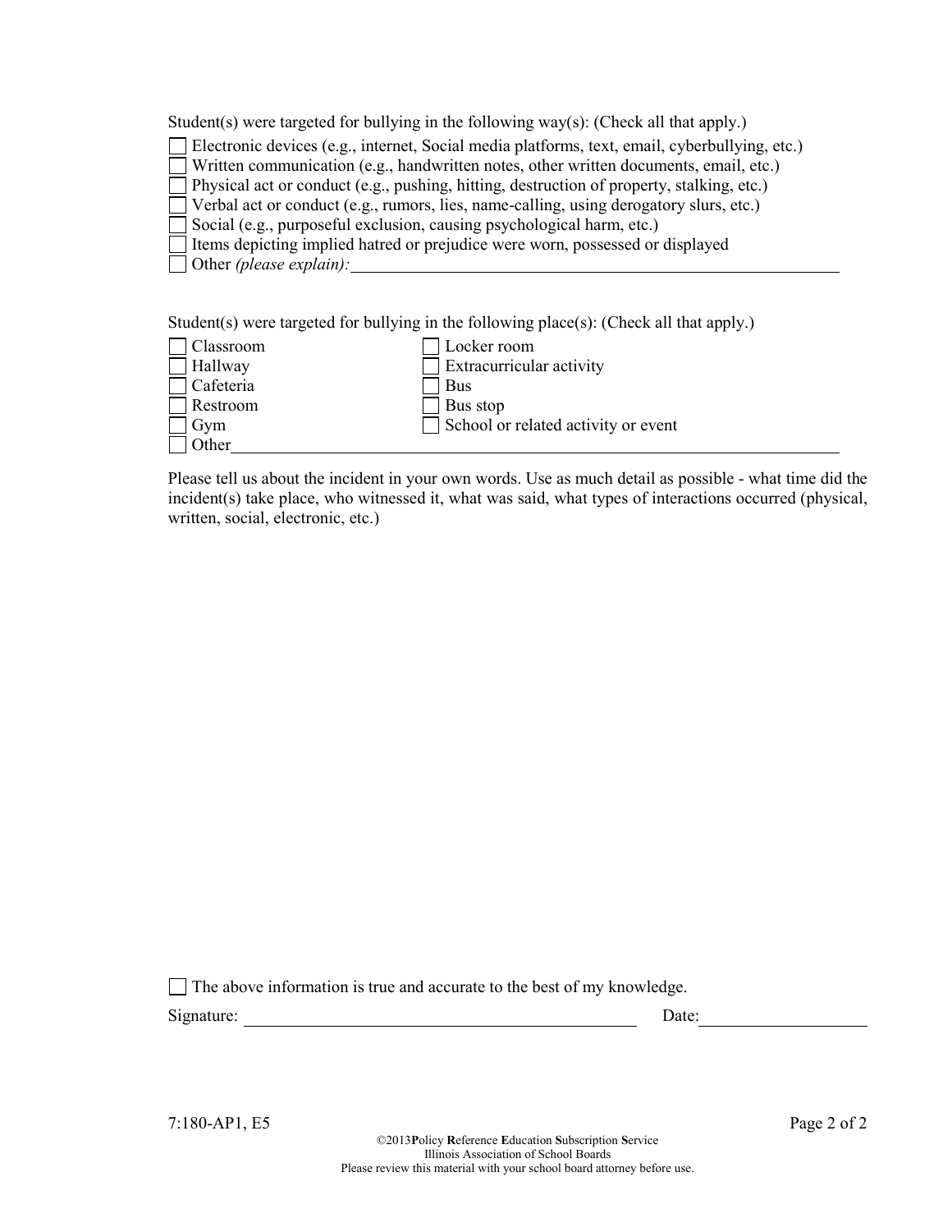Student(s) were targeted for bullying in the following way(s): (Check all that apply.)

- ☐ Electronic devices (e.g., internet, Social media platforms, text, email, cyberbullying, etc.)
- ☐ Written communication (e.g., handwritten notes, other written documents, email, etc.)
- ☐ Physical act or conduct (e.g., pushing, hitting, destruction of property, stalking, etc.)
- ☐ Verbal act or conduct (e.g., rumors, lies, name-calling, using derogatory slurs, etc.)
- ☐ Social (e.g., purposeful exclusion, causing psychological harm, etc.)
- ☐ Items depicting implied hatred or prejudice were worn, possessed or displayed
- ☐ Other *(please explain):*\_\_\_\_\_\_\_\_\_\_\_\_\_\_\_\_\_\_\_\_\_\_\_\_\_\_\_\_\_\_\_\_\_\_\_\_\_\_\_\_

Student(s) were targeted for bullying in the following place(s): (Check all that apply.)

- ☐ Classroom
- ☐ Hallway
- ☐ Cafeteria
- ☐ Restroom
- ☐ Gym
- ☐ Locker room
- ☐ Extracurricular activity
- ☐ Bus
- ☐ Bus stop
- ☐ School or related activity or event
- ☐ Other\_\_\_\_\_\_\_\_\_\_\_\_\_\_\_\_\_\_\_\_\_\_\_\_\_\_\_\_\_\_\_\_\_\_\_\_\_\_\_\_\_\_\_\_\_\_\_\_

Please tell us about the incident in your own words. Use as much detail as possible - what time did the incident(s) take place, who witnessed it, what was said, what types of interactions occurred (physical, written, social, electronic, etc.)

☐ The above information is true and accurate to the best of my knowledge.

Signature: \_\_\_\_\_\_\_\_\_\_\_\_\_\_\_\_\_\_\_\_\_\_\_\_\_\_\_\_\_\_\_\_\_\_\_\_ Date:\_\_\_\_\_\_\_\_\_\_\_\_\_\_\_\_

7:180-AP1, E5

©2013**P**olicy **R**eference **E**ducation **S**ubscription **S**ervice
Illinois Association of School Boards
Please review this material with your school board attorney before use.